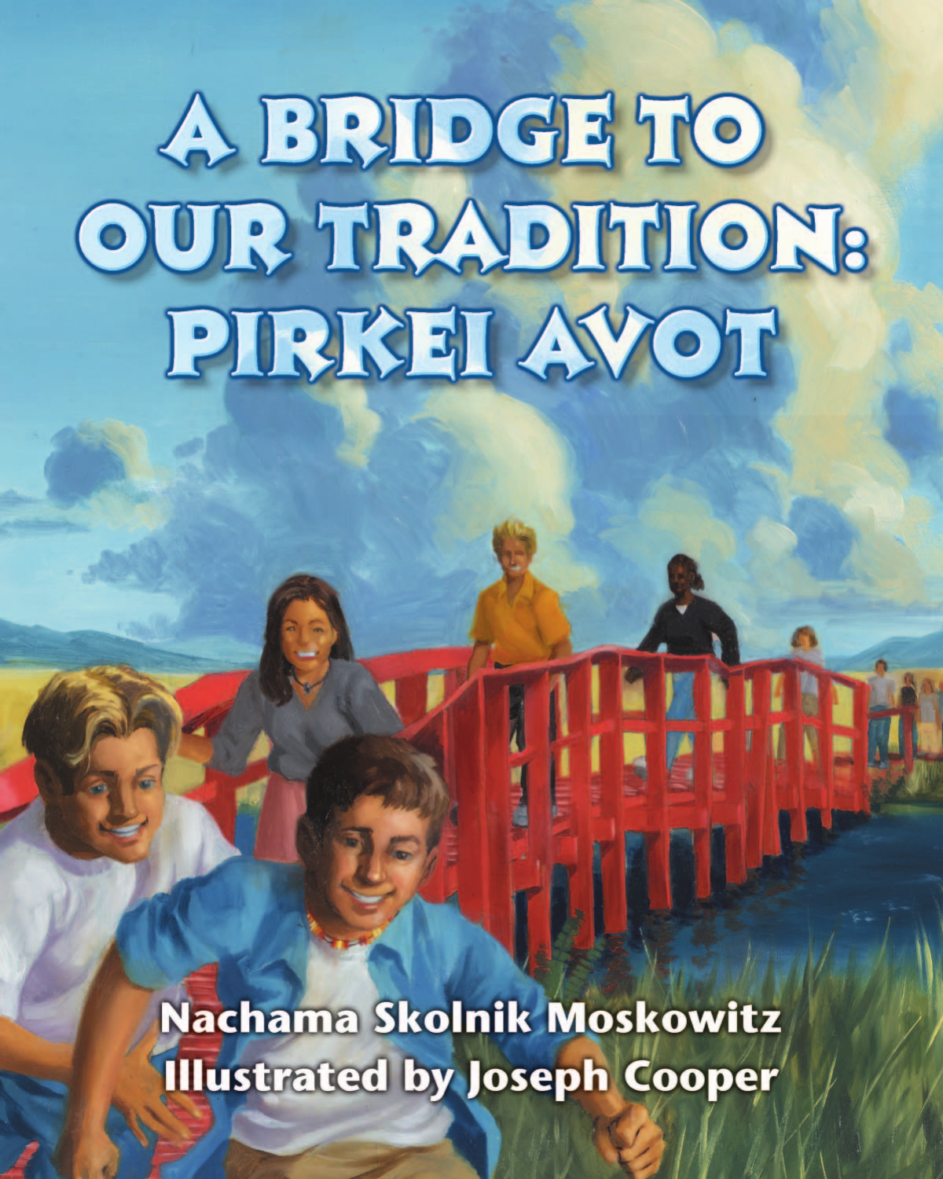# A BRIDGE TO OUR TRADITION: PIRKEI AVOT

Nachama Skolnik Moskowitz
Illustrated by Joseph Cooper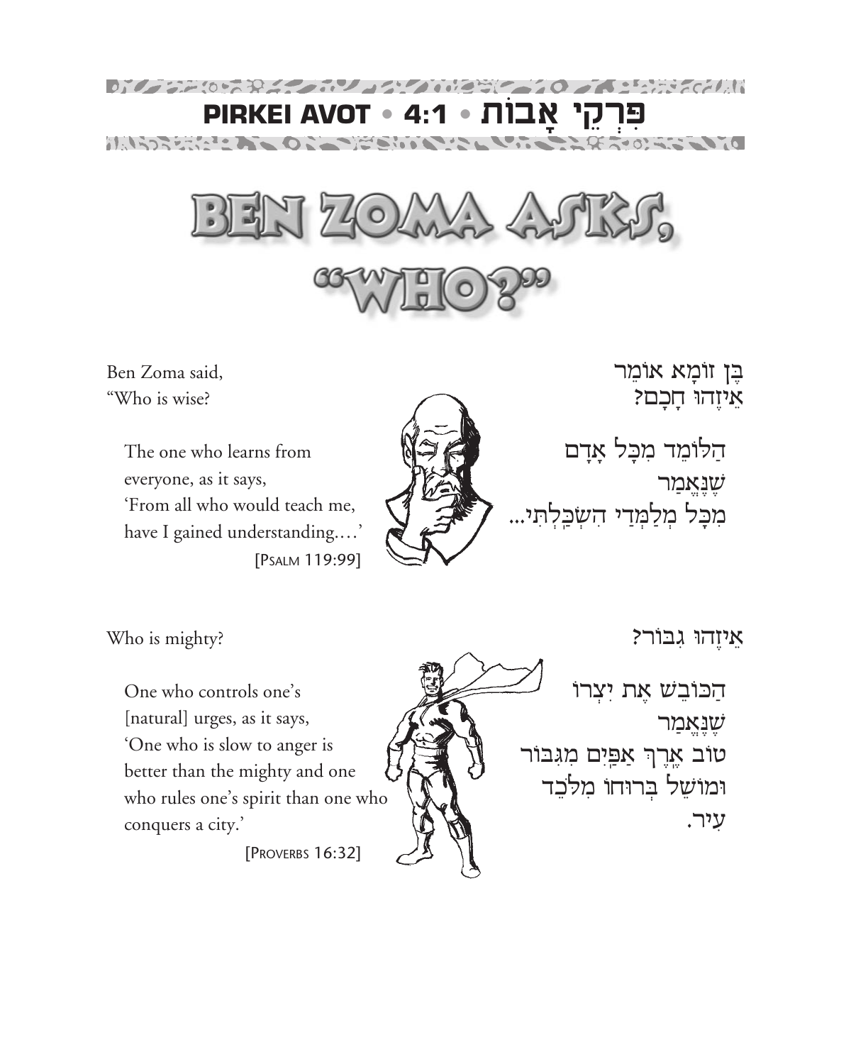## PIRKEI AVOT • 4:1 • פִּרְקֵי אָבוֹת

# BEN ZOMA ASKS, "WHO?"

Ben Zoma said,
"Who is wise?

בֶּן זוֹמָא אוֹמֵר
אֵיזֶהוּ חָכָם?

The one who learns from everyone, as it says,
'From all who would teach me, have I gained understanding....'
[Psalm 119:99]

הַלּוֹמֵד מִכָּל אָדָם
שֶׁנֶּאֱמַר
מִכָּל מְלַמְּדַי הִשְׂכַּלְתִּי...

Who is mighty?

אֵיזֶהוּ גִּבּוֹר?

One who controls one's [natural] urges, as it says,
'One who is slow to anger is better than the mighty and one who rules one's spirit than one who conquers a city.'
[Proverbs 16:32]

הַכּוֹבֵשׁ אֶת יִצְרוֹ
שֶׁנֶּאֱמַר
טוֹב אֶרֶךְ אַפַּיִם מִגִּבּוֹר
וּמוֹשֵׁל בְּרוּחוֹ מִלֹּכֵד
עִיר.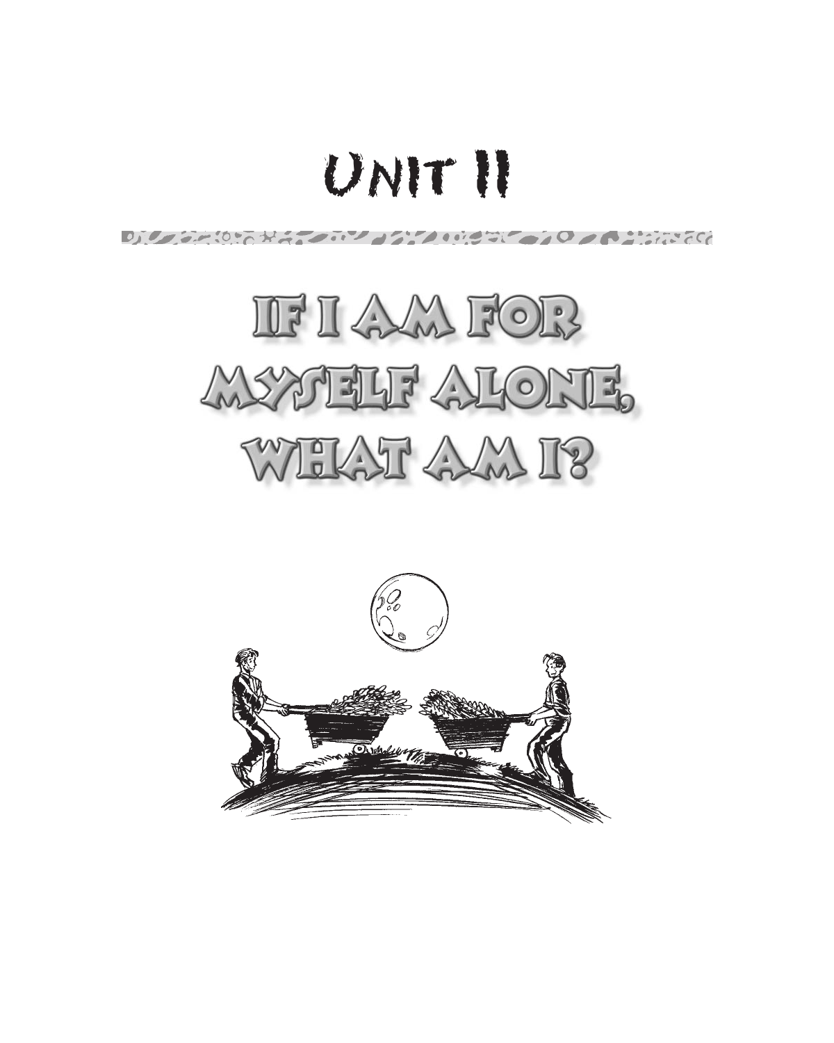# Unit II

## If I Am for Myself Alone, What Am I?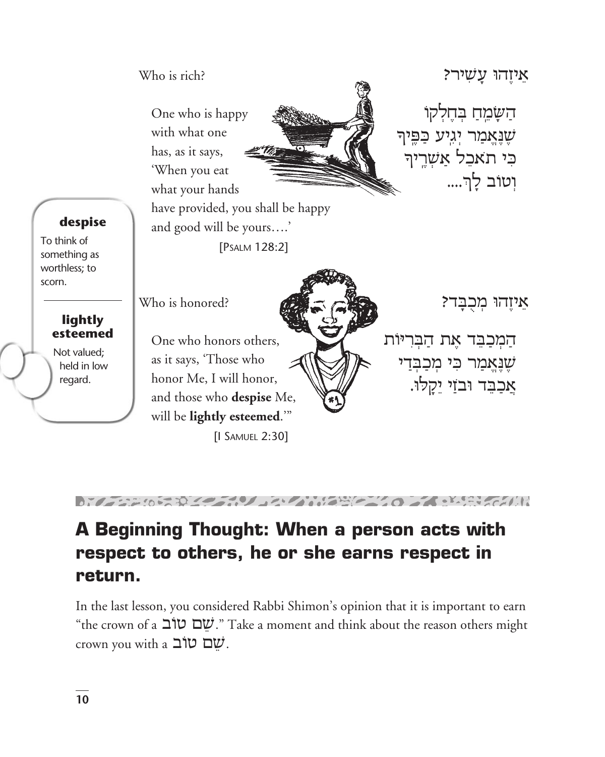Who is rich?

אֵיזֶהוּ עָשִׁיר?

One who is happy with what one has, as it says, 'When you eat what your hands have provided, you shall be happy and good will be yours….'

[PSALM 128:2]

הַשָּׂמֵחַ בְּחֶלְקוֹ
שֶׁנֶּאֱמַר יְגִיעַ כַּפֶּיךָ
כִּי תֹאכֵל אַשְׁרֶיךָ
וְטוֹב לָךְ....

Who is honored?

אֵיזֶהוּ מְכֻבָּד?

One who honors others, as it says, 'Those who honor Me, I will honor, and those who **despise** Me, will be **lightly esteemed**.'"

[I SAMUEL 2:30]

הַמְכַבֵּד אֶת הַבְּרִיּוֹת
שֶׁנֶּאֱמַר כִּי מְכַבְּדַי
אֲכַבֵּד וּבֹזַי יֵקָלּוּ.

**despise**
To think of something as worthless; to scorn.

**lightly esteemed**
Not valued; held in low regard.

## A Beginning Thought: When a person acts with respect to others, he or she earns respect in return.

In the last lesson, you considered Rabbi Shimon's opinion that it is important to earn "the crown of a שֵׁם טוֹב." Take a moment and think about the reason others might crown you with a שֵׁם טוֹב.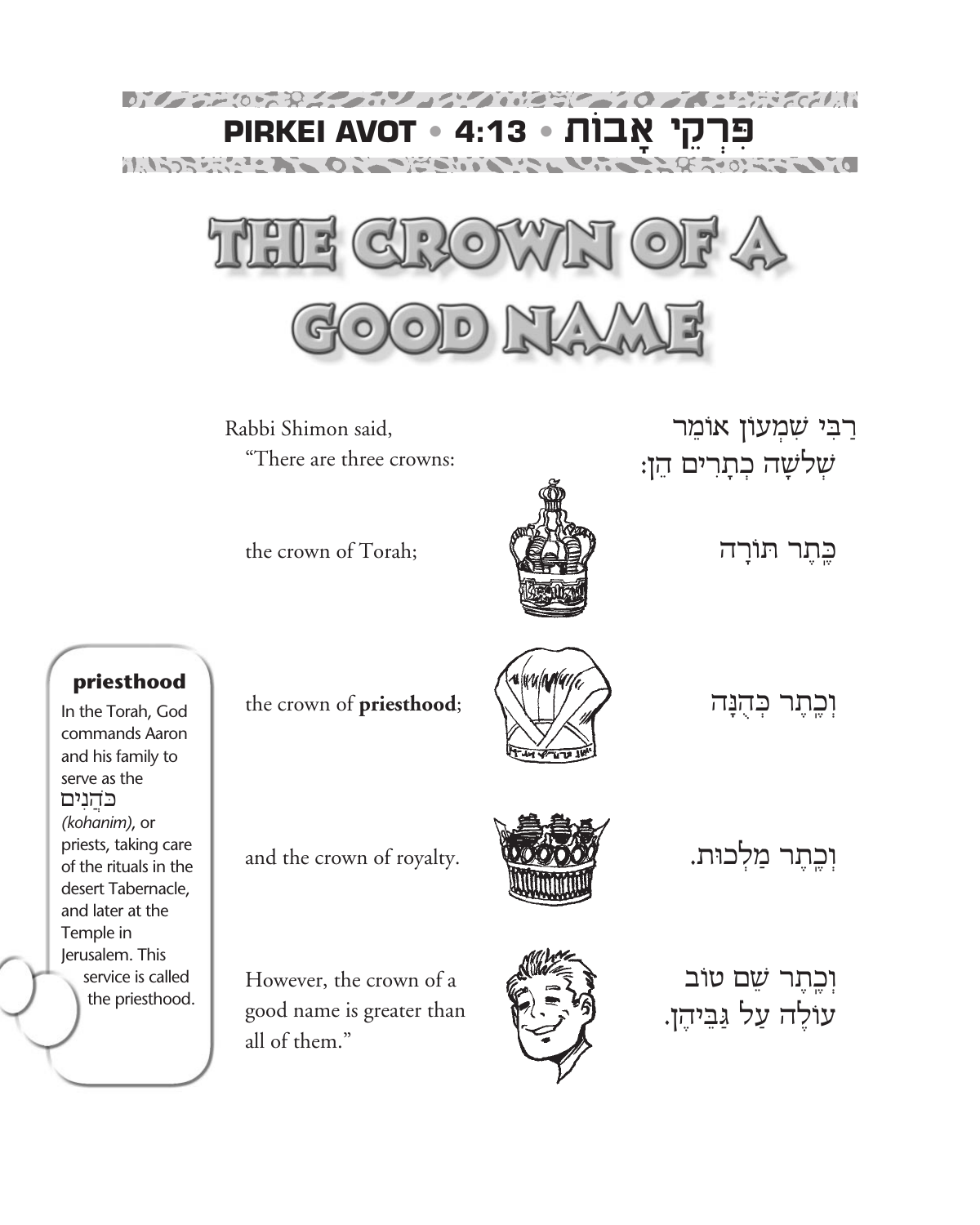# PIRKEI AVOT • 4:13 • פִּרְקֵי אָבוֹת

# THE CROWN OF A GOOD NAME

Rabbi Shimon said,
"There are three crowns:

רַבִּי שִׁמְעוֹן אוֹמֵר
שְׁלֹשָׁה כְתָרִים הֵן:

the crown of Torah;

כֶּתֶר תּוֹרָה

the crown of **priesthood**;

וְכֶתֶר כְּהֻנָּה

and the crown of royalty.

וְכֶתֶר מַלְכוּת.

However, the crown of a good name is greater than all of them."

וְכֶתֶר שֵׁם טוֹב
עוֹלֶה עַל גַּבֵּיהֶן.

**priesthood**

In the Torah, God commands Aaron and his family to serve as the כֹּהֲנִים *(kohanim)*, or priests, taking care of the rituals in the desert Tabernacle, and later at the Temple in Jerusalem. This service is called the priesthood.